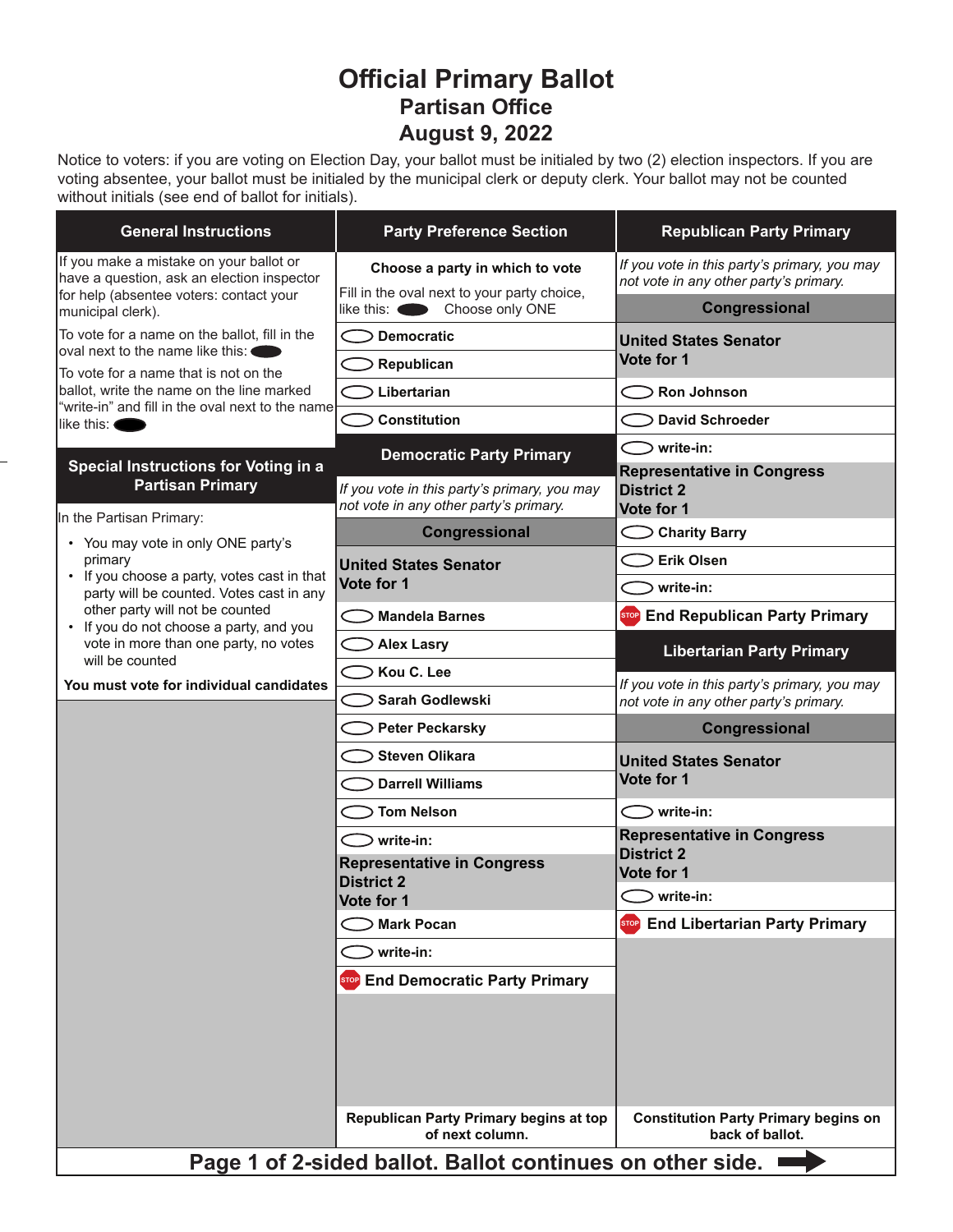# Official Primary Ballot

## Partisan Office

## August 9, 2022

Notice to voters: if you are voting on Election Day, your ballot must be initialed by two (2) election inspectors. If you are voting absentee, your ballot must be initialed by the municipal clerk or deputy clerk. Your ballot may not be counted without initials (see end of ballot for initials).

### General Instructions

If you make a mistake on your ballot or have a question, ask an election inspector for help (absentee voters: contact your municipal clerk).

To vote for a name on the ballot, fill in the oval next to the name like this: ⬬

To vote for a name that is not on the ballot, write the name on the line marked "write-in" and fill in the oval next to the name like this: ⬬

### Special Instructions for Voting in a Partisan Primary

In the Partisan Primary:

- You may vote in only ONE party's primary
- If you choose a party, votes cast in that party will be counted. Votes cast in any other party will not be counted
- If you do not choose a party, and you vote in more than one party, no votes will be counted

**You must vote for individual candidates**

### Party Preference Section

**Choose a party in which to vote**

Fill in the oval next to your party choice, like this: ⬬ Choose only ONE

- ⬭ Democratic
- ⬭ Republican
- ⬭ Libertarian
- ⬭ Constitution

### Democratic Party Primary

*If you vote in this party's primary, you may not vote in any other party's primary.*

**Congressional**

**United States Senator**
**Vote for 1**

- ⬭ Mandela Barnes
- ⬭ Alex Lasry
- ⬭ Kou C. Lee
- ⬭ Sarah Godlewski
- ⬭ Peter Peckarsky
- ⬭ Steven Olikara
- ⬭ Darrell Williams
- ⬭ Tom Nelson
- ⬭ write-in:

**Representative in Congress**
**District 2**
**Vote for 1**

- ⬭ Mark Pocan
- ⬭ write-in:

**STOP End Democratic Party Primary**

Republican Party Primary begins at top of next column.

### Republican Party Primary

*If you vote in this party's primary, you may not vote in any other party's primary.*

**Congressional**

**United States Senator**
**Vote for 1**

- ⬭ Ron Johnson
- ⬭ David Schroeder
- ⬭ write-in:

**Representative in Congress**
**District 2**
**Vote for 1**

- ⬭ Charity Barry
- ⬭ Erik Olsen
- ⬭ write-in:

**STOP End Republican Party Primary**

### Libertarian Party Primary

*If you vote in this party's primary, you may not vote in any other party's primary.*

**Congressional**

**United States Senator**
**Vote for 1**

- ⬭ write-in:

**Representative in Congress**
**District 2**
**Vote for 1**

- ⬭ write-in:

**STOP End Libertarian Party Primary**

Constitution Party Primary begins on back of ballot.

**Page 1 of 2-sided ballot. Ballot continues on other side.** ➡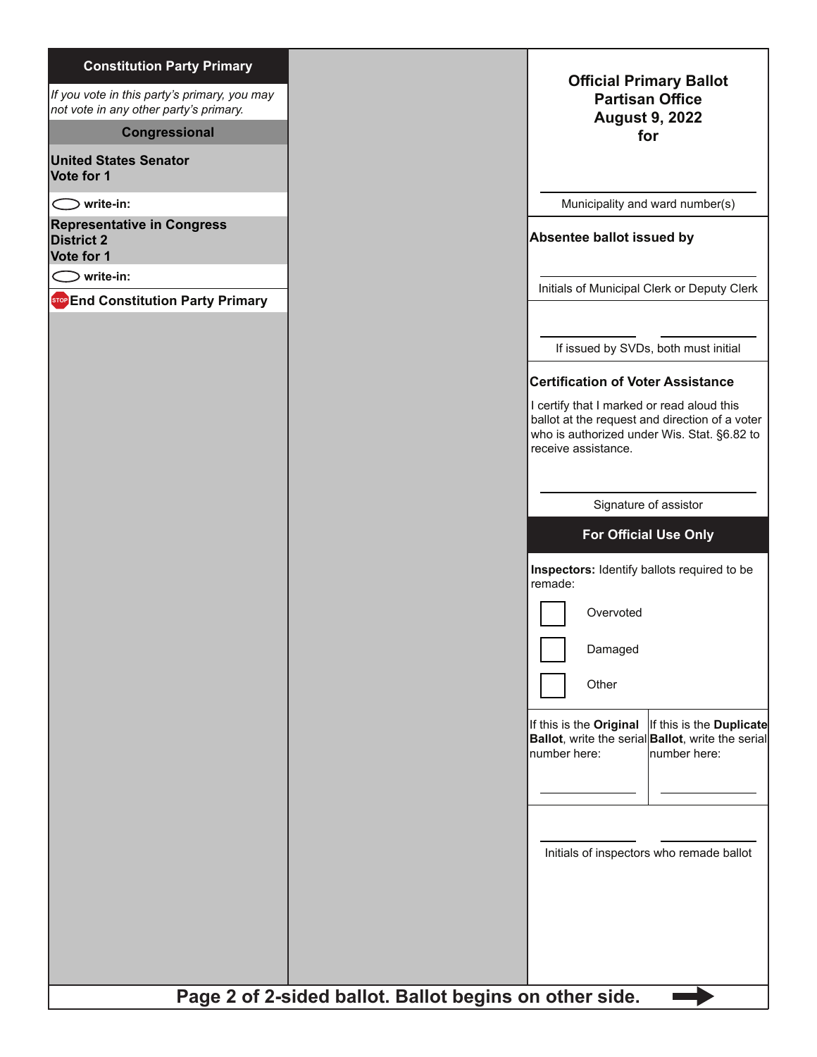## Constitution Party Primary

*If you vote in this party's primary, you may not vote in any other party's primary.*

### Congressional

**United States Senator**
**Vote for 1**

⬭ **write-in:**

**Representative in Congress**
**District 2**
**Vote for 1**

⬭ **write-in:**

**STOP End Constitution Party Primary**

---

## Official Primary Ballot
## Partisan Office
## August 9, 2022
## for

\_\_\_\_\_\_\_\_\_\_\_\_\_\_\_\_\_\_\_\_
Municipality and ward number(s)

**Absentee ballot issued by**

\_\_\_\_\_\_\_\_\_\_\_\_\_\_\_\_\_\_\_\_
Initials of Municipal Clerk or Deputy Clerk

\_\_\_\_\_\_\_\_\_\_ \_\_\_\_\_\_\_\_\_\_
If issued by SVDs, both must initial

**Certification of Voter Assistance**

I certify that I marked or read aloud this ballot at the request and direction of a voter who is authorized under Wis. Stat. §6.82 to receive assistance.

\_\_\_\_\_\_\_\_\_\_\_\_\_\_\_\_\_\_\_\_
Signature of assistor

### For Official Use Only

**Inspectors:** Identify ballots required to be remade:

☐ Overvoted

☐ Damaged

☐ Other

| If this is the **Original Ballot**, write the serial number here: | If this is the **Duplicate Ballot**, write the serial number here: |
|---|---|
| \_\_\_\_\_\_\_\_\_\_ | \_\_\_\_\_\_\_\_\_\_ |

\_\_\_\_\_\_\_\_\_\_ \_\_\_\_\_\_\_\_\_\_
Initials of inspectors who remade ballot

**Page 2 of 2-sided ballot. Ballot begins on other side.** ➡